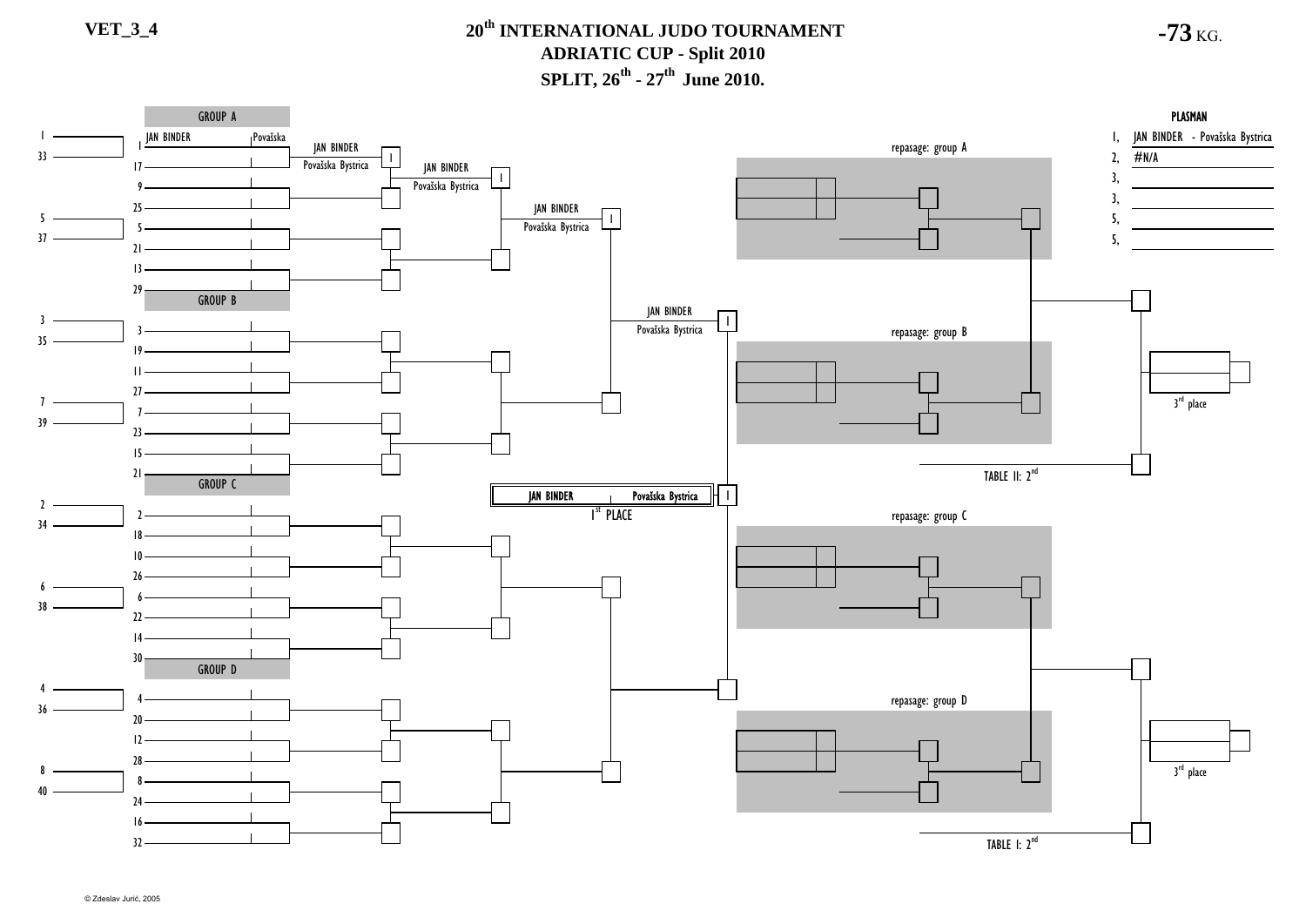VET_3_4

# 20th INTERNATIONAL JUDO TOURNAMENT
## ADRIATIC CUP - Split 2010
## SPLIT, 26th - 27th June 2010.

**-73 KG.**

### GROUP A

| No. | Name | Club |
|---|---|---|
| 1 | JAN BINDER | Považska |
| 17 | | |
| 9 | | |
| 25 | | |
| 5 | | |
| 21 | | |
| 13 | | |
| 29 | | |

### GROUP B

3, 19, 11, 27, 7, 23, 15, 21

### GROUP C

2, 18, 10, 26, 6, 22, 14, 30

### GROUP D

4, 20, 12, 28, 8, 24, 16, 32

Pool numbers: 1, 33, 5, 37, 3, 35, 7, 39, 2, 34, 6, 38, 4, 36, 8, 40

Bracket progression (Group A):

- JAN BINDER – Považska Bystrica – I
- JAN BINDER – Považska Bystrica – I
- JAN BINDER – Považska Bystrica – I
- JAN BINDER – Považska Bystrica – I

| JAN BINDER | Považska Bystrica | I |
|---|---|---|

1st PLACE

repasage: group A

repasage: group B

repasage: group C

repasage: group D

TABLE II: 2nd

TABLE I: 2nd

3rd place

3rd place

### PLASMAN

| Place | Name |
|---|---|
| 1, | JAN BINDER - Považska Bystrica |
| 2, | #N/A |
| 3, | |
| 3, | |
| 5, | |
| 5, | |

© Zdeslav Jurić, 2005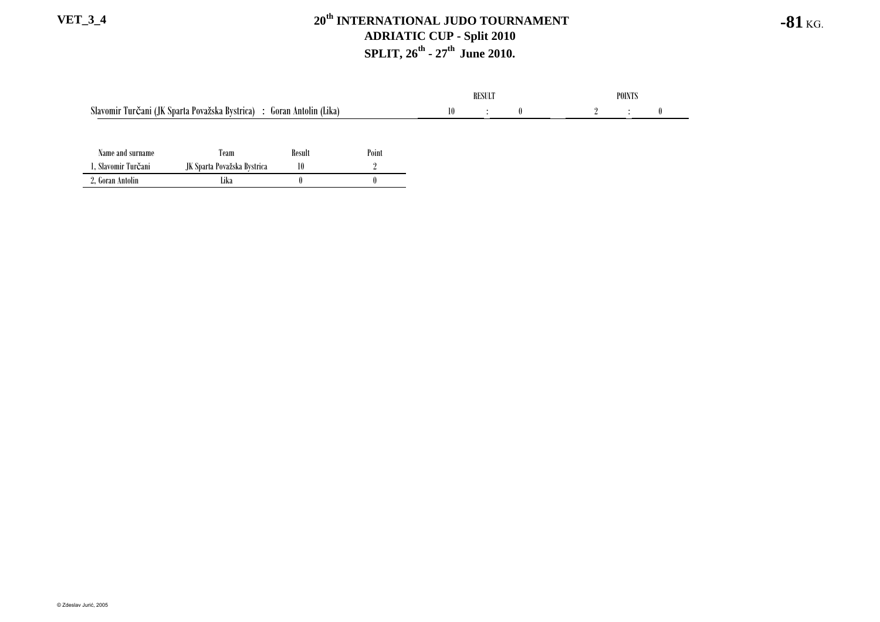VET_3_4

# 20th INTERNATIONAL JUDO TOURNAMENT
## ADRIATIC CUP - Split 2010
## SPLIT, 26th - 27th June 2010.

**-81** KG.

| | RESULT | | | POINTS | | |
|---|---|---|---|---|---|---|
| Slavomir Turčani (JK Sparta Považska Bystrica) : Goran Antolin (Lika) | 10 | : | 0 | 2 | : | 0 |

| Name and surname | Team | Result | Point |
|---|---|---|---|
| 1. Slavomir Turčani | JK Sparta Považska Bystrica | 10 | 2 |
| 2. Goran Antolin | Lika | 0 | 0 |

© Zdeslav Jurić, 2005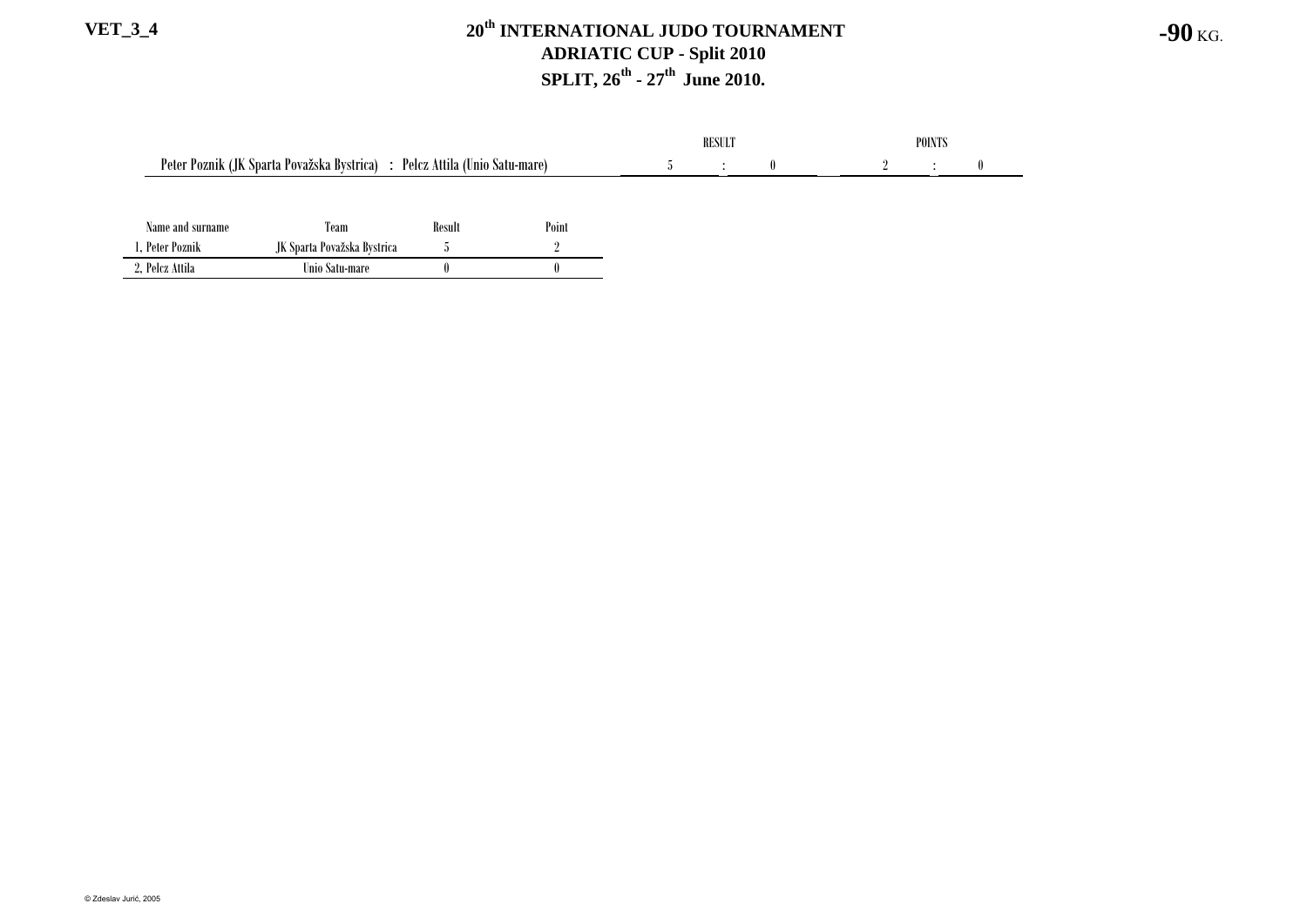VET_3_4

# 20th INTERNATIONAL JUDO TOURNAMENT
## ADRIATIC CUP - Split 2010
## SPLIT, 26th - 27th June 2010.

**-90** KG.

| | RESULT | | | POINTS | | |
|---|---|---|---|---|---|---|
| Peter Poznik (JK Sparta Považska Bystrica) : Pelcz Attila (Unio Satu-mare) | 5 | : | 0 | 2 | : | 0 |

| Name and surname | Team | Result | Point |
|---|---|---|---|
| 1. Peter Poznik | JK Sparta Považska Bystrica | 5 | 2 |
| 2. Pelcz Attila | Unio Satu-mare | 0 | 0 |

© Zdeslav Jurić, 2005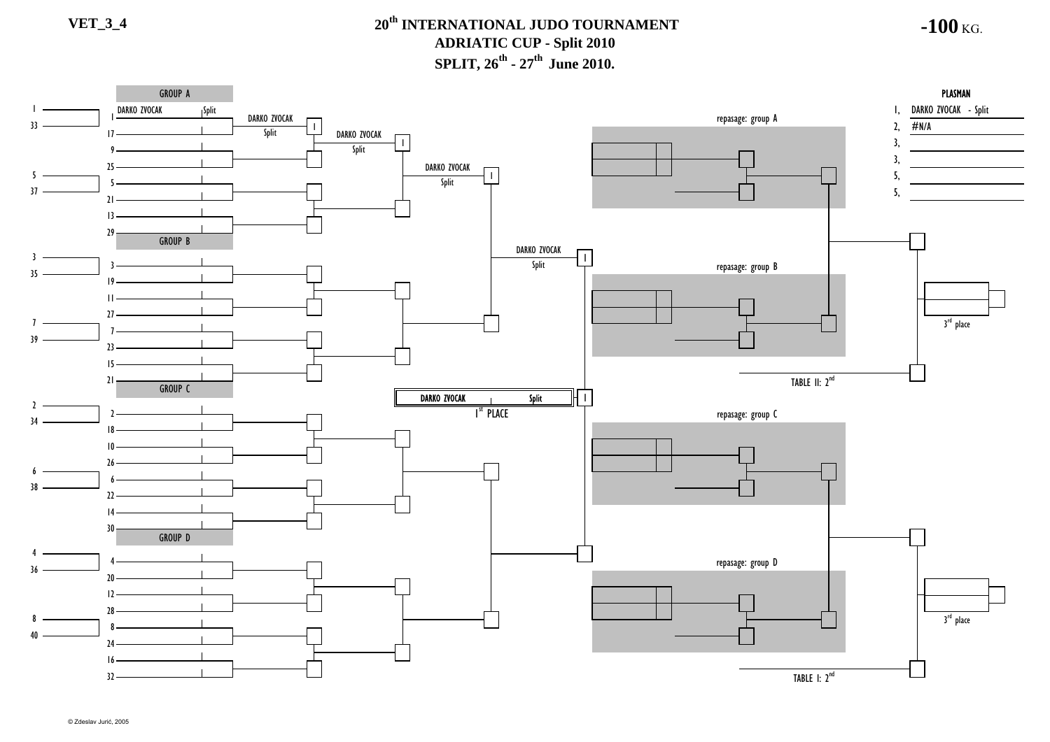VET_3_4

# 20th INTERNATIONAL JUDO TOURNAMENT

## ADRIATIC CUP - Split 2010

## SPLIT, 26th - 27th June 2010.

**-100** KG.

### GROUP A

1 DARKO ZVOCAK Split

17

9

25

5

21

13

29

DARKO ZVOCAK Split — I

DARKO ZVOCAK Split — I

DARKO ZVOCAK Split — I

DARKO ZVOCAK Split — I

### GROUP B

3

19

11

27

7

23

15

21

### GROUP C

2

18

10

26

6

22

14

30

### GROUP D

4

20

12

28

8

24

16

32

Preliminary: 1, 33, 5, 37, 3, 35, 7, 39, 2, 34, 6, 38, 4, 36, 8, 40

**DARKO ZVOCAK** Split — I

1st PLACE

repasage: group A

repasage: group B

repasage: group C

repasage: group D

3rd place

3rd place

TABLE II: 2nd

TABLE I: 2nd

**PLASMAN**

| | |
|---|---|
| 1, | DARKO ZVOCAK - Split |
| 2, | #N/A |
| 3, | |
| 3, | |
| 5, | |
| 5, | |

© Zdeslav Jurić, 2005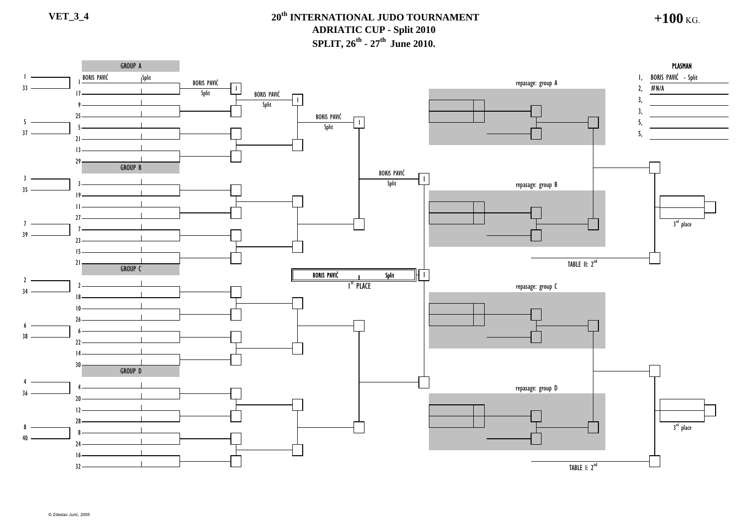VET_3_4

# 20th INTERNATIONAL JUDO TOURNAMENT
## ADRIATIC CUP - Split 2010
## SPLIT, 26th - 27th June 2010.

**+100 KG.**

GROUP A

| Seed | Name | Club |
|---|---|---|
| 1 | BORIS PAVIĆ | Split |
| 17 | | |
| 9 | | |
| 25 | | |
| 5 | | |
| 21 | | |
| 13 | | |
| 29 | | |

BORIS PAVIĆ – Split – 1

BORIS PAVIĆ – Split – 1

BORIS PAVIĆ – Split – 1

GROUP B

3, 19, 11, 27, 7, 23, 15, 21

BORIS PAVIĆ – Split – 1

GROUP C

2, 18, 10, 26, 6, 22, 14, 30

GROUP D

4, 20, 12, 28, 8, 24, 16, 32

Pools: 1 / 33, 5 / 37, 3 / 35, 7 / 39, 2 / 34, 6 / 38, 4 / 36, 8 / 40

**1st PLACE:** BORIS PAVIĆ – Split – 1

repasage: group A

repasage: group B

repasage: group C

repasage: group D

TABLE II: 2nd

TABLE I: 2nd

3rd place

3rd place

**PLASMAN**

| Place | Name |
|---|---|
| 1, | BORIS PAVIĆ - Split |
| 2, | #N/A |
| 3, | |
| 3, | |
| 5, | |
| 5, | |

© Zdeslav Jurić, 2005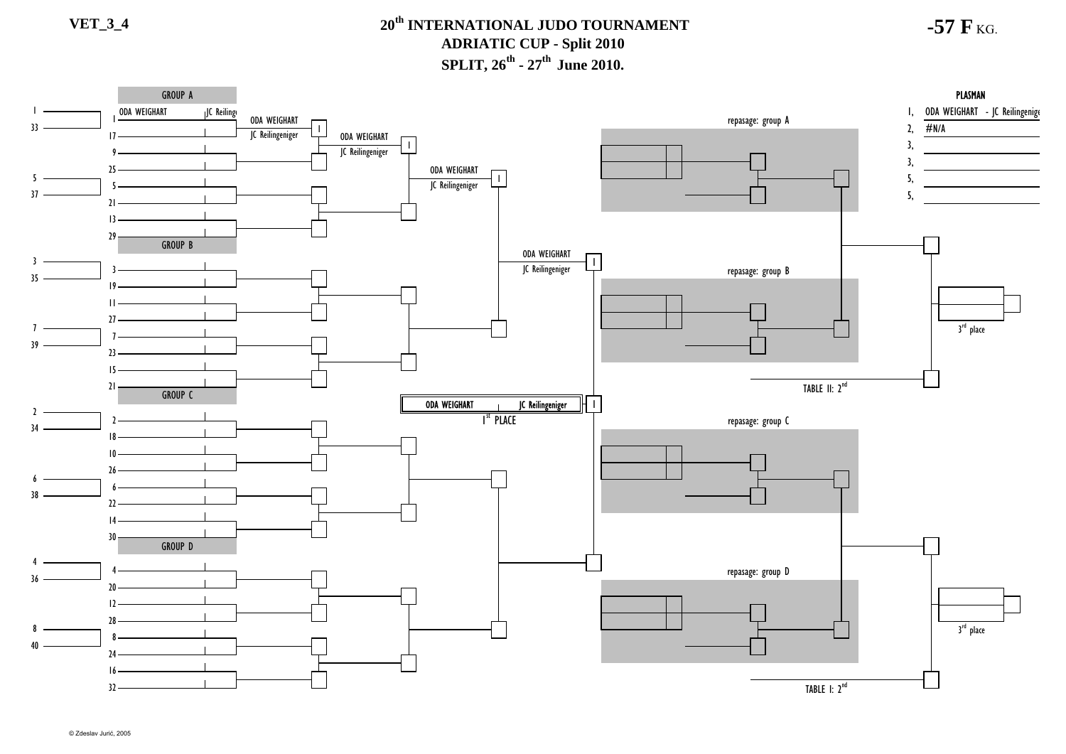VET_3_4

# 20th INTERNATIONAL JUDO TOURNAMENT
## ADRIATIC CUP - Split 2010
## SPLIT, 26th - 27th June 2010.

**-57 F** KG.

**GROUP A**

| Seed | Name | Club |
|---|---|---|
| 1 | ODA WEIGHART | JC Reilingeniger |
| 17 | | |
| 9 | | |
| 25 | | |
| 5 | | |
| 21 | | |
| 13 | | |
| 29 | | |

Round 2: ODA WEIGHART - JC Reilingeniger — 1

Round 3: ODA WEIGHART - JC Reilingeniger — 1

Round 4: ODA WEIGHART - JC Reilingeniger — 1

Semifinal: ODA WEIGHART - JC Reilingeniger — 1

**GROUP B**

| Seed |
|---|
| 3 |
| 19 |
| 11 |
| 27 |
| 7 |
| 23 |
| 15 |
| 21 |

**GROUP C**

| Seed |
|---|
| 2 |
| 18 |
| 10 |
| 26 |
| 6 |
| 22 |
| 14 |
| 30 |

**GROUP D**

| Seed |
|---|
| 4 |
| 20 |
| 12 |
| 28 |
| 8 |
| 24 |
| 16 |
| 32 |

Preliminary: 1, 33, 5, 37, 3, 35, 7, 39, 2, 34, 6, 38, 4, 36, 8, 40

**1st PLACE:** ODA WEIGHART - JC Reilingeniger — 1

repasage: group A

repasage: group B

repasage: group C

repasage: group D

3rd place

3rd place

TABLE II: 2nd

TABLE I: 2nd

**PLASMAN**

| Place | Name |
|---|---|
| 1, | ODA WEIGHART - JC Reilingeniger |
| 2, | #N/A |
| 3, | |
| 3, | |
| 5, | |
| 5, | |

© Zdeslav Jurić, 2005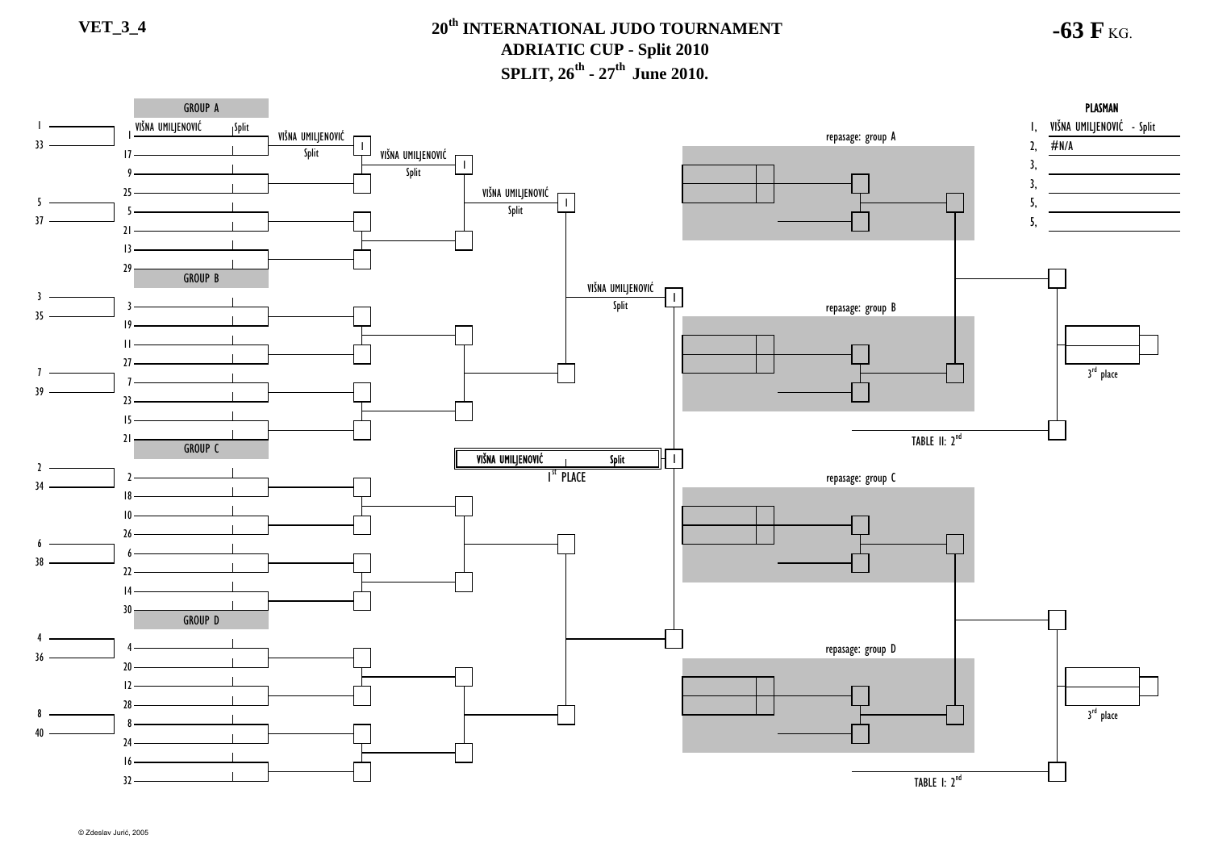VET_3_4

# 20th INTERNATIONAL JUDO TOURNAMENT
## ADRIATIC CUP - Split 2010
## SPLIT, 26th - 27th June 2010.

**-63 F** KG.

### GROUP A

| Seed | Name | Club |
|---|---|---|
| 1 | VIŠNA UMILJENOVIĆ | Split |
| 17 | | |
| 9 | | |
| 25 | | |
| 5 | | |
| 21 | | |
| 13 | | |
| 29 | | |

Round 1: VIŠNA UMILJENOVIĆ, Split — I

Round 2: VIŠNA UMILJENOVIĆ, Split — I

Round 3: VIŠNA UMILJENOVIĆ, Split — I

Semifinal: VIŠNA UMILJENOVIĆ, Split — I

### GROUP B

| Seed |
|---|
| 3 |
| 19 |
| 11 |
| 27 |
| 7 |
| 23 |
| 15 |
| 21 |

### GROUP C

| Seed |
|---|
| 2 |
| 18 |
| 10 |
| 26 |
| 6 |
| 22 |
| 14 |
| 30 |

### GROUP D

| Seed |
|---|
| 4 |
| 20 |
| 12 |
| 28 |
| 8 |
| 24 |
| 16 |
| 32 |

Left column seeds: 1, 33, 5, 37, 3, 35, 7, 39, 2, 34, 6, 38, 4, 36, 8, 40

**Final:** VIŠNA UMILJENOVIĆ — Split — I

1st PLACE

repasage: group A

repasage: group B

repasage: group C

repasage: group D

TABLE II: 2nd

TABLE I: 2nd

3rd place

3rd place

### PLASMAN

| Place | Name |
|---|---|
| 1, | VIŠNA UMILJENOVIĆ - Split |
| 2, | #N/A |
| 3, | |
| 3, | |
| 5, | |
| 5, | |

© Zdeslav Jurić, 2005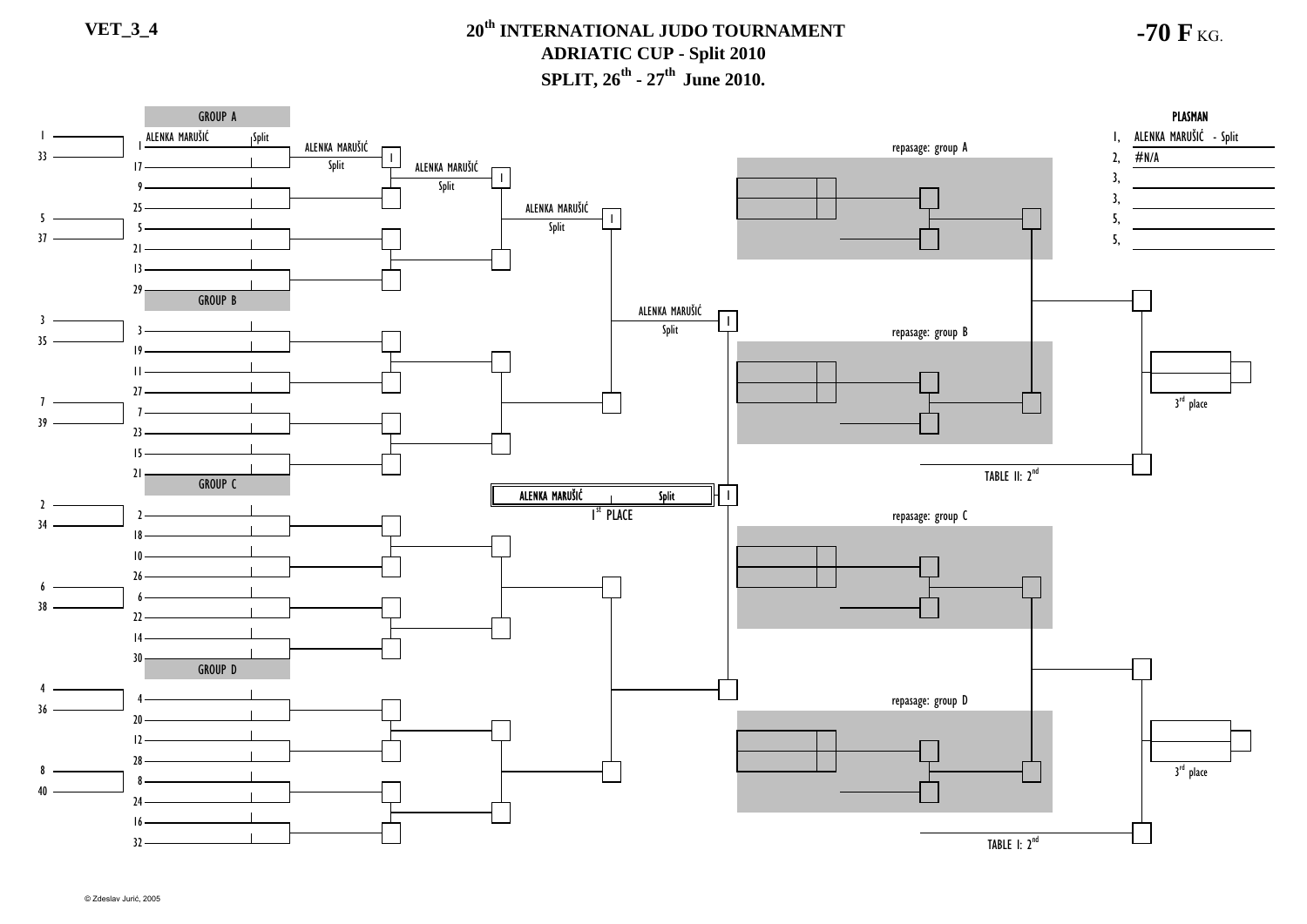VET_3_4

# 20th INTERNATIONAL JUDO TOURNAMENT
## ADRIATIC CUP - Split 2010
## SPLIT, 26th - 27th June 2010.

**-70 F** KG.

GROUP A

| | | |
|---|---|---|
| 1 | ALENKA MARUŠIĆ | Split |
| 17 | | |
| 9 | | |
| 25 | | |
| 5 | | |
| 21 | | |
| 13 | | |
| 29 | | |

ALENKA MARUŠIĆ Split 1

ALENKA MARUŠIĆ Split 1

ALENKA MARUŠIĆ Split 1

ALENKA MARUŠIĆ Split 1

GROUP B

| |
|---|
| 3 |
| 19 |
| 11 |
| 27 |
| 7 |
| 23 |
| 15 |
| 21 |

GROUP C

| |
|---|
| 2 |
| 18 |
| 10 |
| 26 |
| 6 |
| 22 |
| 14 |
| 30 |

GROUP D

| |
|---|
| 4 |
| 20 |
| 12 |
| 28 |
| 8 |
| 24 |
| 16 |
| 32 |

| | |
|---|---|
| 1 | 33 |
| 5 | 37 |
| 3 | 35 |
| 7 | 39 |
| 2 | 34 |
| 6 | 38 |
| 4 | 36 |
| 8 | 40 |

ALENKA MARUŠIĆ Split 1

1st PLACE

repasage: group A

repasage: group B

TABLE II: 2nd

repasage: group C

repasage: group D

TABLE I: 2nd

3rd place

3rd place

**PLASMAN**

| | |
|---|---|
| 1, | ALENKA MARUŠIĆ - Split |
| 2, | #N/A |
| 3, | |
| 3, | |
| 5, | |
| 5, | |

© Zdeslav Jurić, 2005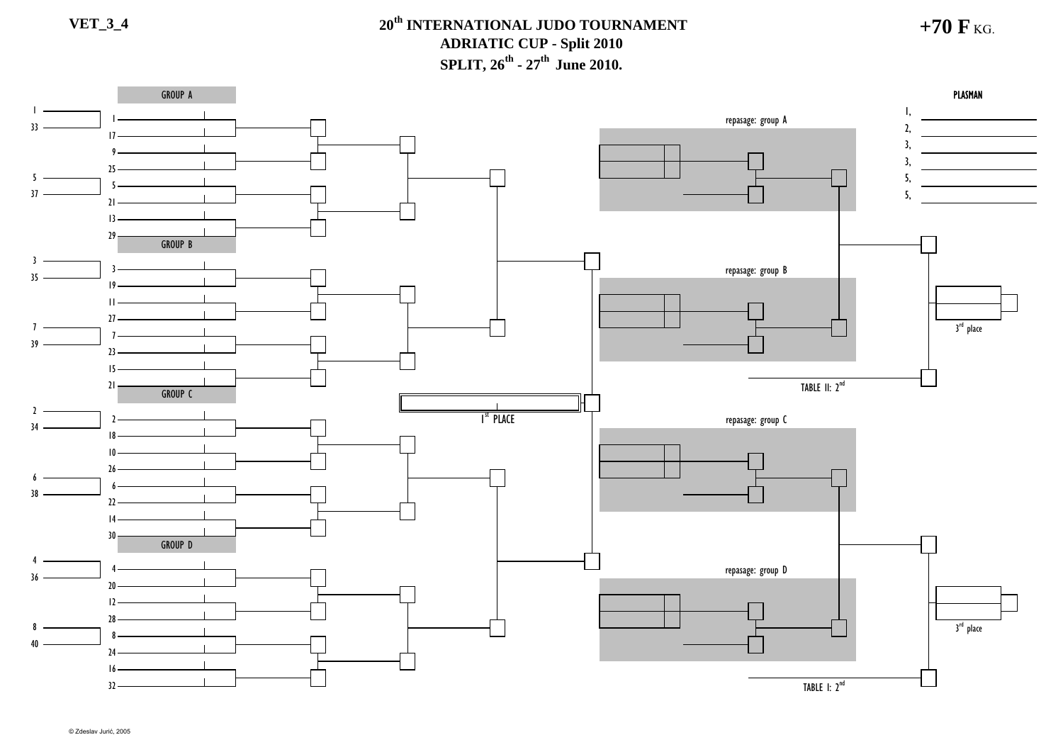VET_3_4

# 20th INTERNATIONAL JUDO TOURNAMENT
## ADRIATIC CUP - Split 2010
## SPLIT, 26th - 27th June 2010.

+70 F KG.

GROUP A

1
33
5
37

1
17
9
25
5
21
13
29

GROUP B

3
35
7
39

3
19
11
27
7
23
15
21

GROUP C

2
34
6
38

2
18
10
26
6
22
14
30

GROUP D

4
36
8
40

4
20
12
28
8
24
16
32

1st PLACE

repasage: group A

repasage: group B

TABLE II: 2nd

repasage: group C

repasage: group D

TABLE I: 2nd

3rd place

3rd place

PLASMAN

1,
2,
3,
3,
5,
5,

© Zdeslav Jurić, 2005